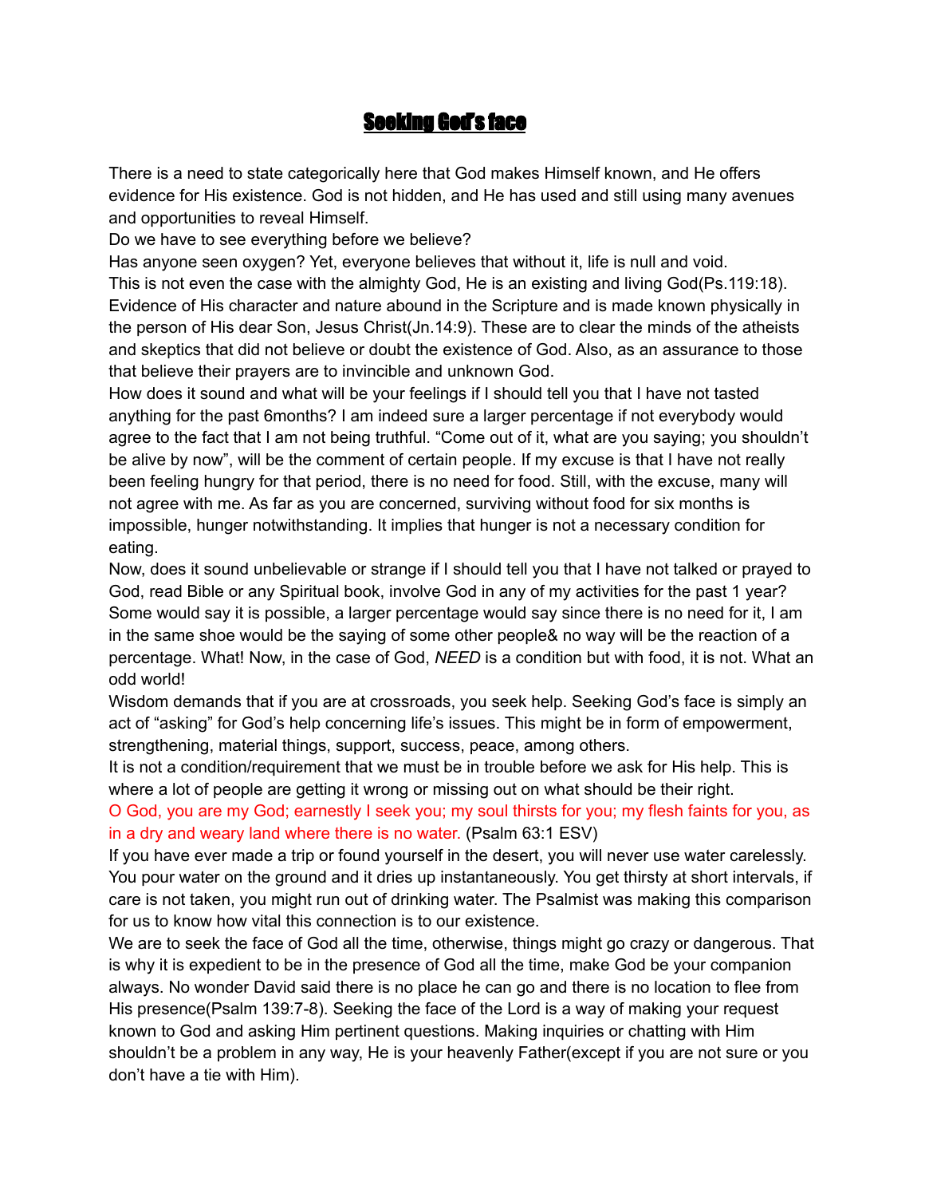# **Seeking God's face**

There is a need to state categorically here that God makes Himself known, and He offers evidence for His existence. God is not hidden, and He has used and still using many avenues and opportunities to reveal Himself.

Do we have to see everything before we believe?

Has anyone seen oxygen? Yet, everyone believes that without it, life is null and void.

This is not even the case with the almighty God, He is an existing and living God(Ps.119:18). Evidence of His character and nature abound in the Scripture and is made known physically in the person of His dear Son, Jesus Christ(Jn.14:9). These are to clear the minds of the atheists and skeptics that did not believe or doubt the existence of God. Also, as an assurance to those that believe their prayers are to invincible and unknown God.

How does it sound and what will be your feelings if I should tell you that I have not tasted anything for the past 6months? I am indeed sure a larger percentage if not everybody would agree to the fact that I am not being truthful. "Come out of it, what are you saying; you shouldn't be alive by now", will be the comment of certain people. If my excuse is that I have not really been feeling hungry for that period, there is no need for food. Still, with the excuse, many will not agree with me. As far as you are concerned, surviving without food for six months is impossible, hunger notwithstanding. It implies that hunger is not a necessary condition for eating.

Now, does it sound unbelievable or strange if I should tell you that I have not talked or prayed to God, read Bible or any Spiritual book, involve God in any of my activities for the past 1 year? Some would say it is possible, a larger percentage would say since there is no need for it, I am in the same shoe would be the saying of some other people& no way will be the reaction of a percentage. What! Now, in the case of God, *NEED* is a condition but with food, it is not. What an odd world!

Wisdom demands that if you are at crossroads, you seek help. Seeking God's face is simply an act of "asking" for God's help concerning life's issues. This might be in form of empowerment, strengthening, material things, support, success, peace, among others.

It is not a condition/requirement that we must be in trouble before we ask for His help. This is where a lot of people are getting it wrong or missing out on what should be their right.

O God, you are my God; earnestly I seek you; my soul thirsts for you; my flesh faints for you, as in a dry and weary land where there is no water. (Psalm 63:1 ESV)

If you have ever made a trip or found yourself in the desert, you will never use water carelessly. You pour water on the ground and it dries up instantaneously. You get thirsty at short intervals, if care is not taken, you might run out of drinking water. The Psalmist was making this comparison for us to know how vital this connection is to our existence.

We are to seek the face of God all the time, otherwise, things might go crazy or dangerous. That is why it is expedient to be in the presence of God all the time, make God be your companion always. No wonder David said there is no place he can go and there is no location to flee from His presence(Psalm 139:7-8). Seeking the face of the Lord is a way of making your request known to God and asking Him pertinent questions. Making inquiries or chatting with Him shouldn't be a problem in any way, He is your heavenly Father(except if you are not sure or you don't have a tie with Him).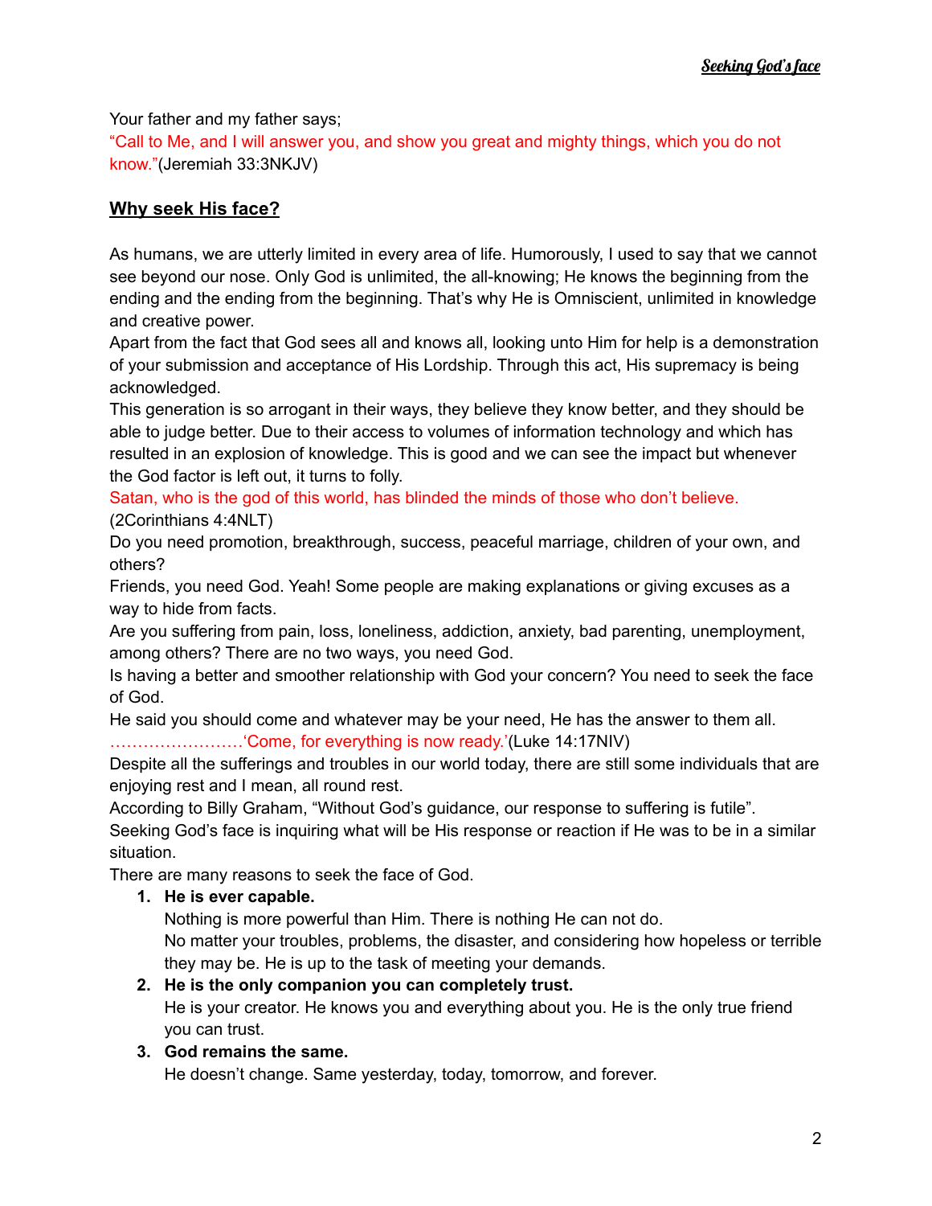Your father and my father says;

"Call to Me, and I will answer you, and show you great and mighty things, which you do not know."(Jeremiah 33:3NKJV)

## **Why seek His face?**

As humans, we are utterly limited in every area of life. Humorously, I used to say that we cannot see beyond our nose. Only God is unlimited, the all-knowing; He knows the beginning from the ending and the ending from the beginning. That's why He is Omniscient, unlimited in knowledge and creative power.

Apart from the fact that God sees all and knows all, looking unto Him for help is a demonstration of your submission and acceptance of His Lordship. Through this act, His supremacy is being acknowledged.

This generation is so arrogant in their ways, they believe they know better, and they should be able to judge better. Due to their access to volumes of information technology and which has resulted in an explosion of knowledge. This is good and we can see the impact but whenever the God factor is left out, it turns to folly.

Satan, who is the god of this world, has blinded the minds of those who don't believe. (2Corinthians 4:4NLT)

Do you need promotion, breakthrough, success, peaceful marriage, children of your own, and others?

Friends, you need God. Yeah! Some people are making explanations or giving excuses as a way to hide from facts.

Are you suffering from pain, loss, loneliness, addiction, anxiety, bad parenting, unemployment, among others? There are no two ways, you need God.

Is having a better and smoother relationship with God your concern? You need to seek the face of God.

He said you should come and whatever may be your need, He has the answer to them all.

……………………'Come, for everything is now ready.'(Luke 14:17NIV)

Despite all the sufferings and troubles in our world today, there are still some individuals that are enjoying rest and I mean, all round rest.

According to Billy Graham, "Without God's guidance, our response to suffering is futile".

Seeking God's face is inquiring what will be His response or reaction if He was to be in a similar situation.

There are many reasons to seek the face of God.

1. **He is ever capable.**
   Nothing is more powerful than Him. There is nothing He can not do.
   No matter your troubles, problems, the disaster, and considering how hopeless or terrible they may be. He is up to the task of meeting your demands.
2. **He is the only companion you can completely trust.**
   He is your creator. He knows you and everything about you. He is the only true friend you can trust.
3. **God remains the same.**
   He doesn't change. Same yesterday, today, tomorrow, and forever.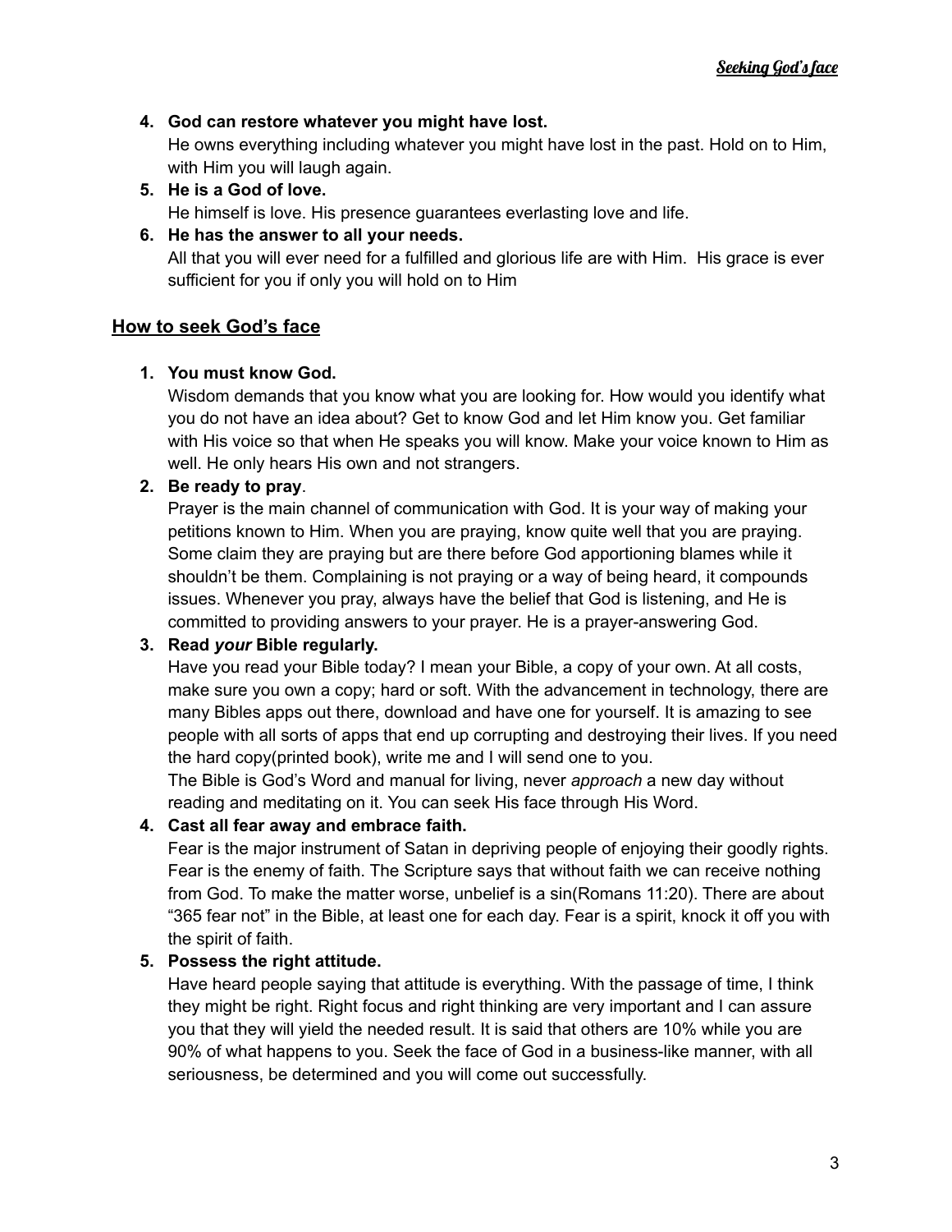4. **God can restore whatever you might have lost.**
   He owns everything including whatever you might have lost in the past. Hold on to Him, with Him you will laugh again.
5. **He is a God of love.**
   He himself is love. His presence guarantees everlasting love and life.
6. **He has the answer to all your needs.**
   All that you will ever need for a fulfilled and glorious life are with Him. His grace is ever sufficient for you if only you will hold on to Him

## How to seek God's face

1. **You must know God.**
   Wisdom demands that you know what you are looking for. How would you identify what you do not have an idea about? Get to know God and let Him know you. Get familiar with His voice so that when He speaks you will know. Make your voice known to Him as well. He only hears His own and not strangers.
2. **Be ready to pray**.
   Prayer is the main channel of communication with God. It is your way of making your petitions known to Him. When you are praying, know quite well that you are praying. Some claim they are praying but are there before God apportioning blames while it shouldn't be them. Complaining is not praying or a way of being heard, it compounds issues. Whenever you pray, always have the belief that God is listening, and He is committed to providing answers to your prayer. He is a prayer-answering God.
3. **Read *your* Bible regularly.**
   Have you read your Bible today? I mean your Bible, a copy of your own. At all costs, make sure you own a copy; hard or soft. With the advancement in technology, there are many Bibles apps out there, download and have one for yourself. It is amazing to see people with all sorts of apps that end up corrupting and destroying their lives. If you need the hard copy(printed book), write me and I will send one to you.
   The Bible is God's Word and manual for living, never *approach* a new day without reading and meditating on it. You can seek His face through His Word.
4. **Cast all fear away and embrace faith.**
   Fear is the major instrument of Satan in depriving people of enjoying their goodly rights. Fear is the enemy of faith. The Scripture says that without faith we can receive nothing from God. To make the matter worse, unbelief is a sin(Romans 11:20). There are about "365 fear not" in the Bible, at least one for each day. Fear is a spirit, knock it off you with the spirit of faith.
5. **Possess the right attitude.**
   Have heard people saying that attitude is everything. With the passage of time, I think they might be right. Right focus and right thinking are very important and I can assure you that they will yield the needed result. It is said that others are 10% while you are 90% of what happens to you. Seek the face of God in a business-like manner, with all seriousness, be determined and you will come out successfully.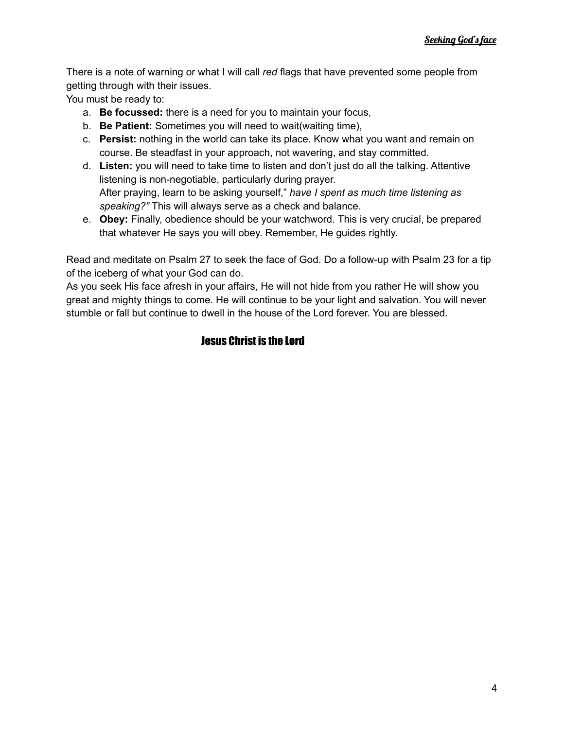There is a note of warning or what I will call *red* flags that have prevented some people from getting through with their issues.

You must be ready to:

a. **Be focussed:** there is a need for you to maintain your focus,
b. **Be Patient:** Sometimes you will need to wait(waiting time),
c. **Persist:** nothing in the world can take its place. Know what you want and remain on course. Be steadfast in your approach, not wavering, and stay committed.
d. **Listen:** you will need to take time to listen and don't just do all the talking. Attentive listening is non-negotiable, particularly during prayer.
   After praying, learn to be asking yourself," *have I spent as much time listening as speaking?"* This will always serve as a check and balance.
e. **Obey:** Finally, obedience should be your watchword. This is very crucial, be prepared that whatever He says you will obey. Remember, He guides rightly.

Read and meditate on Psalm 27 to seek the face of God. Do a follow-up with Psalm 23 for a tip of the iceberg of what your God can do.

As you seek His face afresh in your affairs, He will not hide from you rather He will show you great and mighty things to come. He will continue to be your light and salvation. You will never stumble or fall but continue to dwell in the house of the Lord forever. You are blessed.

**Jesus Christ is the Lord**